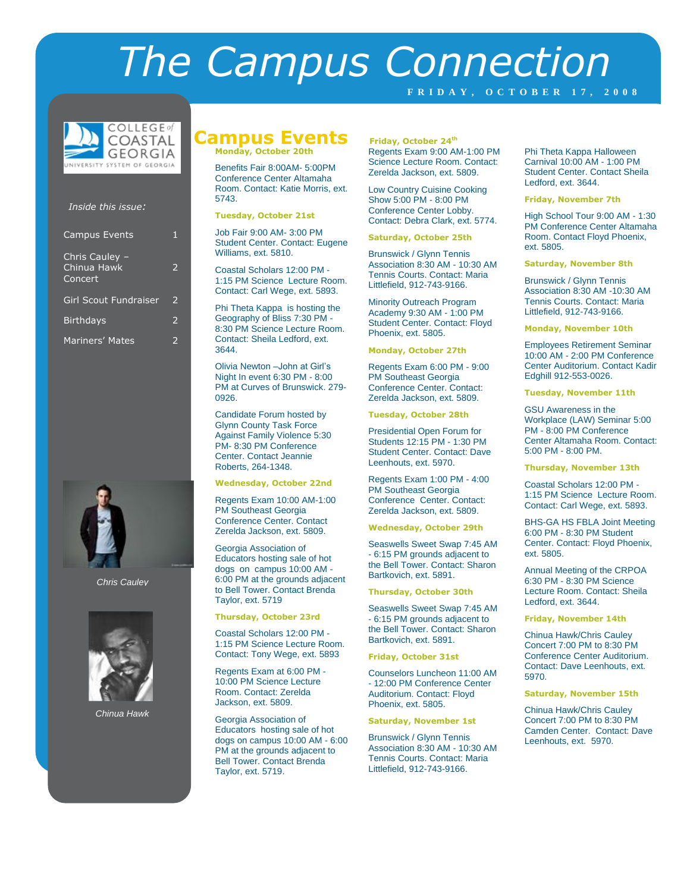# The Campus Connection

FRIDAY, OCTOBER 17, 2008

COLLEGE of COASTAL GEORGIA
UNIVERSITY SYSTEM OF GEORGIA

*Inside this issue:*

| | |
|---|---|
| Campus Events | 1 |
| Chris Cauley – Chinua Hawk Concert | 2 |
| Girl Scout Fundraiser | 2 |
| Birthdays | 2 |
| Mariners' Mates | 2 |

*Chris Cauley*

*Chinua Hawk*

## Campus Events

### Monday, October 20th

Benefits Fair 8:00AM- 5:00PM Conference Center Altamaha Room. Contact: Katie Morris, ext. 5743.

### Tuesday, October 21st

Job Fair 9:00 AM- 3:00 PM Student Center. Contact: Eugene Williams, ext. 5810.

Coastal Scholars 12:00 PM - 1:15 PM Science Lecture Room. Contact: Carl Wege, ext. 5893.

Phi Theta Kappa is hosting the Geography of Bliss 7:30 PM - 8:30 PM Science Lecture Room. Contact: Sheila Ledford, ext. 3644.

Olivia Newton –John at Girl's Night In event 6:30 PM - 8:00 PM at Curves of Brunswick. 279-0926.

Candidate Forum hosted by Glynn County Task Force Against Family Violence 5:30 PM- 8:30 PM Conference Center. Contact Jeannie Roberts, 264-1348.

### Wednesday, October 22nd

Regents Exam 10:00 AM-1:00 PM Southeast Georgia Conference Center. Contact Zerelda Jackson, ext. 5809.

Georgia Association of Educators hosting sale of hot dogs on campus 10:00 AM - 6:00 PM at the grounds adjacent to Bell Tower. Contact Brenda Taylor, ext. 5719

### Thursday, October 23rd

Coastal Scholars 12:00 PM - 1:15 PM Science Lecture Room. Contact: Tony Wege, ext. 5893

Regents Exam at 6:00 PM - 10:00 PM Science Lecture Room. Contact: Zerelda Jackson, ext. 5809.

Georgia Association of Educators hosting sale of hot dogs on campus 10:00 AM - 6:00 PM at the grounds adjacent to Bell Tower. Contact Brenda Taylor, ext. 5719.

### Friday, October 24th

Regents Exam 9:00 AM-1:00 PM Science Lecture Room. Contact: Zerelda Jackson, ext. 5809.

Low Country Cuisine Cooking Show 5:00 PM - 8:00 PM Conference Center Lobby. Contact: Debra Clark, ext. 5774.

### Saturday, October 25th

Brunswick / Glynn Tennis Association 8:30 AM - 10:30 AM Tennis Courts. Contact: Maria Littlefield, 912-743-9166.

Minority Outreach Program Academy 9:30 AM - 1:00 PM Student Center. Contact: Floyd Phoenix, ext. 5805.

### Monday, October 27th

Regents Exam 6:00 PM - 9:00 PM Southeast Georgia Conference Center. Contact: Zerelda Jackson, ext. 5809.

### Tuesday, October 28th

Presidential Open Forum for Students 12:15 PM - 1:30 PM Student Center. Contact: Dave Leenhouts, ext. 5970.

Regents Exam 1:00 PM - 4:00 PM Southeast Georgia Conference Center. Contact: Zerelda Jackson, ext. 5809.

### Wednesday, October 29th

Seaswells Sweet Swap 7:45 AM - 6:15 PM grounds adjacent to the Bell Tower. Contact: Sharon Bartkovich, ext. 5891.

### Thursday, October 30th

Seaswells Sweet Swap 7:45 AM - 6:15 PM grounds adjacent to the Bell Tower. Contact: Sharon Bartkovich, ext. 5891.

### Friday, October 31st

Counselors Luncheon 11:00 AM - 12:00 PM Conference Center Auditorium. Contact: Floyd Phoenix, ext. 5805.

### Saturday, November 1st

Brunswick / Glynn Tennis Association 8:30 AM - 10:30 AM Tennis Courts. Contact: Maria Littlefield, 912-743-9166.

Phi Theta Kappa Halloween Carnival 10:00 AM - 1:00 PM Student Center. Contact Sheila Ledford, ext. 3644.

### Friday, November 7th

High School Tour 9:00 AM - 1:30 PM Conference Center Altamaha Room. Contact Floyd Phoenix, ext. 5805.

### Saturday, November 8th

Brunswick / Glynn Tennis Association 8:30 AM -10:30 AM Tennis Courts. Contact: Maria Littlefield, 912-743-9166.

### Monday, November 10th

Employees Retirement Seminar 10:00 AM - 2:00 PM Conference Center Auditorium. Contact Kadir Edghill 912-553-0026.

### Tuesday, November 11th

GSU Awareness in the Workplace (LAW) Seminar 5:00 PM - 8:00 PM Conference Center Altamaha Room. Contact: 5:00 PM - 8:00 PM.

### Thursday, November 13th

Coastal Scholars 12:00 PM - 1:15 PM Science Lecture Room. Contact: Carl Wege, ext. 5893.

BHS-GA HS FBLA Joint Meeting 6:00 PM - 8:30 PM Student Center. Contact: Floyd Phoenix, ext. 5805.

Annual Meeting of the CRPOA 6:30 PM - 8:30 PM Science Lecture Room. Contact: Sheila Ledford, ext. 3644.

### Friday, November 14th

Chinua Hawk/Chris Cauley Concert 7:00 PM to 8:30 PM Conference Center Auditorium. Contact: Dave Leenhouts, ext. 5970.

### Saturday, November 15th

Chinua Hawk/Chris Cauley Concert 7:00 PM to 8:30 PM Camden Center. Contact: Dave Leenhouts, ext. 5970.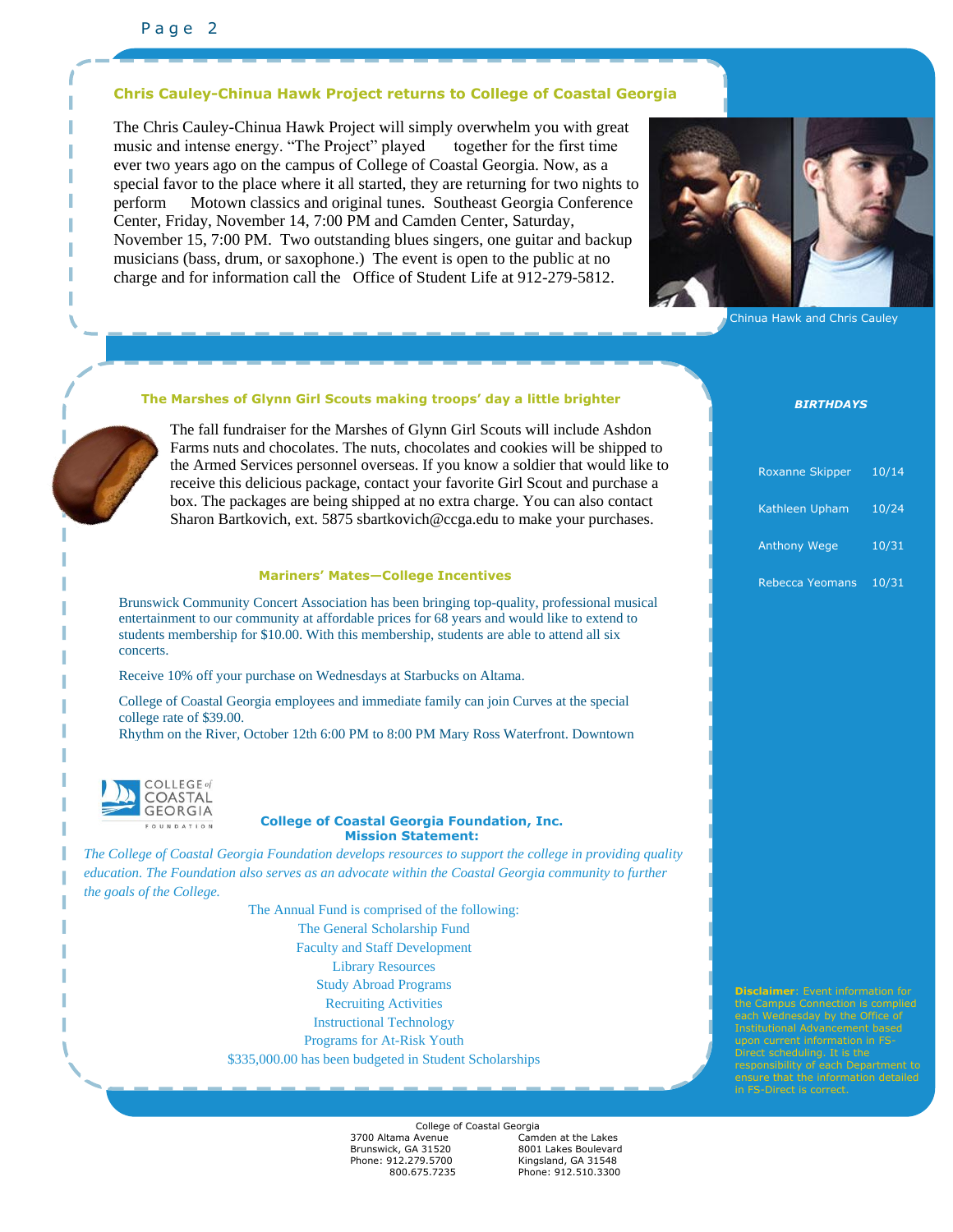## Chris Cauley-Chinua Hawk Project returns to College of Coastal Georgia

The Chris Cauley-Chinua Hawk Project will simply overwhelm you with great music and intense energy. "The Project" played together for the first time ever two years ago on the campus of College of Coastal Georgia. Now, as a special favor to the place where it all started, they are returning for two nights to perform Motown classics and original tunes. Southeast Georgia Conference Center, Friday, November 14, 7:00 PM and Camden Center, Saturday, November 15, 7:00 PM. Two outstanding blues singers, one guitar and backup musicians (bass, drum, or saxophone.) The event is open to the public at no charge and for information call the Office of Student Life at 912-279-5812.

Chinua Hawk and Chris Cauley

## The Marshes of Glynn Girl Scouts making troops' day a little brighter

The fall fundraiser for the Marshes of Glynn Girl Scouts will include Ashdon Farms nuts and chocolates. The nuts, chocolates and cookies will be shipped to the Armed Services personnel overseas. If you know a soldier that would like to receive this delicious package, contact your favorite Girl Scout and purchase a box. The packages are being shipped at no extra charge. You can also contact Sharon Bartkovich, ext. 5875 sbartkovich@ccga.edu to make your purchases.

## Mariners' Mates—College Incentives

Brunswick Community Concert Association has been bringing top-quality, professional musical entertainment to our community at affordable prices for 68 years and would like to extend to students membership for $10.00. With this membership, students are able to attend all six concerts.

Receive 10% off your purchase on Wednesdays at Starbucks on Altama.

College of Coastal Georgia employees and immediate family can join Curves at the special college rate of $39.00.

Rhythm on the River, October 12th 6:00 PM to 8:00 PM Mary Ross Waterfront. Downtown

COLLEGE of COASTAL GEORGIA FOUNDATION

## College of Coastal Georgia Foundation, Inc. Mission Statement:

*The College of Coastal Georgia Foundation develops resources to support the college in providing quality education. The Foundation also serves as an advocate within the Coastal Georgia community to further the goals of the College.*

The Annual Fund is comprised of the following:

- The General Scholarship Fund
- Faculty and Staff Development
- Library Resources
- Study Abroad Programs
- Recruiting Activities
- Instructional Technology
- Programs for At-Risk Youth

$335,000.00 has been budgeted in Student Scholarships

### *BIRTHDAYS*

| | |
|---|---|
| Roxanne Skipper | 10/14 |
| Kathleen Upham | 10/24 |
| Anthony Wege | 10/31 |
| Rebecca Yeomans | 10/31 |

**Disclaimer:** Event information for the Campus Connection is complied each Wednesday by the Office of Institutional Advancement based upon current information in FS-Direct scheduling. It is the responsibility of each Department to ensure that the information detailed in FS-Direct is correct.

College of Coastal Georgia

3700 Altama Avenue
Brunswick, GA 31520
Phone: 912.279.5700
800.675.7235

Camden at the Lakes
8001 Lakes Boulevard
Kingsland, GA 31548
Phone: 912.510.3300